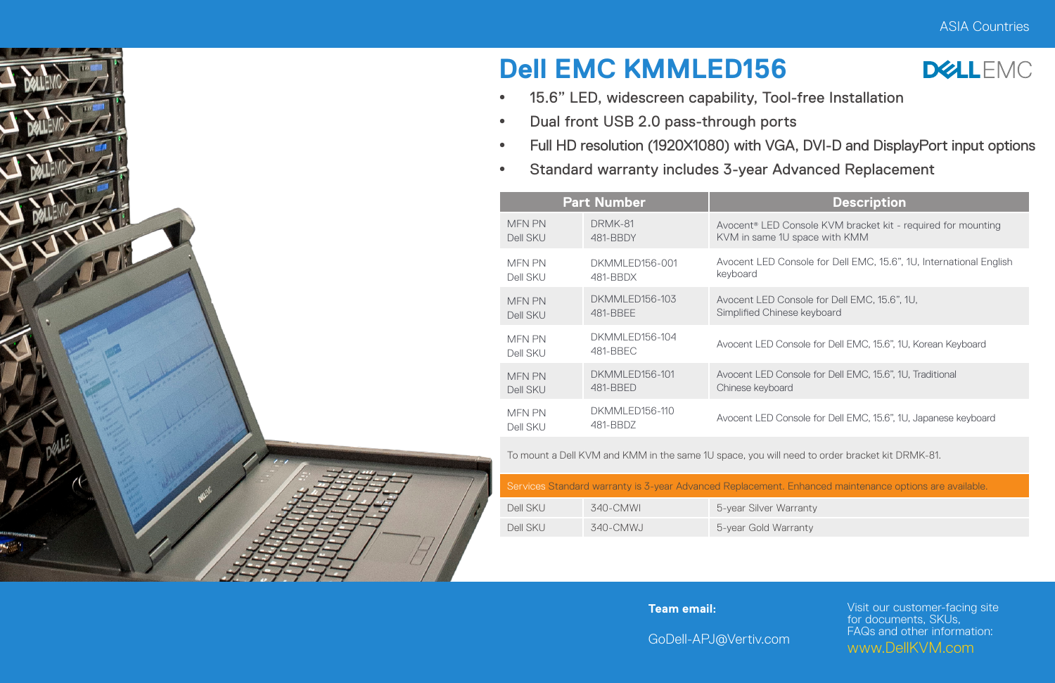ASIA Countries

# Dell EMC KMMLED156

- 15.6" LED, widescreen capability, Tool-free Installation
- Dual front USB 2.0 pass-through ports
- Full HD resolution (1920X1080) with VGA, DVI-D and DisplayPort input options
- Standard warranty includes 3-year Advanced Replacement

| Part Number | | Description |
|---|---|---|
| MFN PN<br>Dell SKU | DRMK-81<br>481-BBDY | Avocent® LED Console KVM bracket kit - required for mounting KVM in same 1U space with KMM |
| MFN PN<br>Dell SKU | DKMMLED156-001<br>481-BBDX | Avocent LED Console for Dell EMC, 15.6", 1U, International English keyboard |
| MFN PN<br>Dell SKU | DKMMLED156-103<br>481-BBEE | Avocent LED Console for Dell EMC, 15.6", 1U, Simplified Chinese keyboard |
| MFN PN<br>Dell SKU | DKMMLED156-104<br>481-BBEC | Avocent LED Console for Dell EMC, 15.6", 1U, Korean Keyboard |
| MFN PN<br>Dell SKU | DKMMLED156-101<br>481-BBED | Avocent LED Console for Dell EMC, 15.6", 1U, Traditional Chinese keyboard |
| MFN PN<br>Dell SKU | DKMMLED156-110<br>481-BBDZ | Avocent LED Console for Dell EMC, 15.6", 1U, Japanese keyboard |

To mount a Dell KVM and KMM in the same 1U space, you will need to order bracket kit DRMK-81.

**Services** Standard warranty is 3-year Advanced Replacement. Enhanced maintenance options are available.

| | | |
|---|---|---|
| Dell SKU | 340-CMWI | 5-year Silver Warranty |
| Dell SKU | 340-CMWJ | 5-year Gold Warranty |

**Team email:**

GoDell-APJ@Vertiv.com

Visit our customer-facing site for documents, SKUs, FAQs and other information:
www.DellKVM.com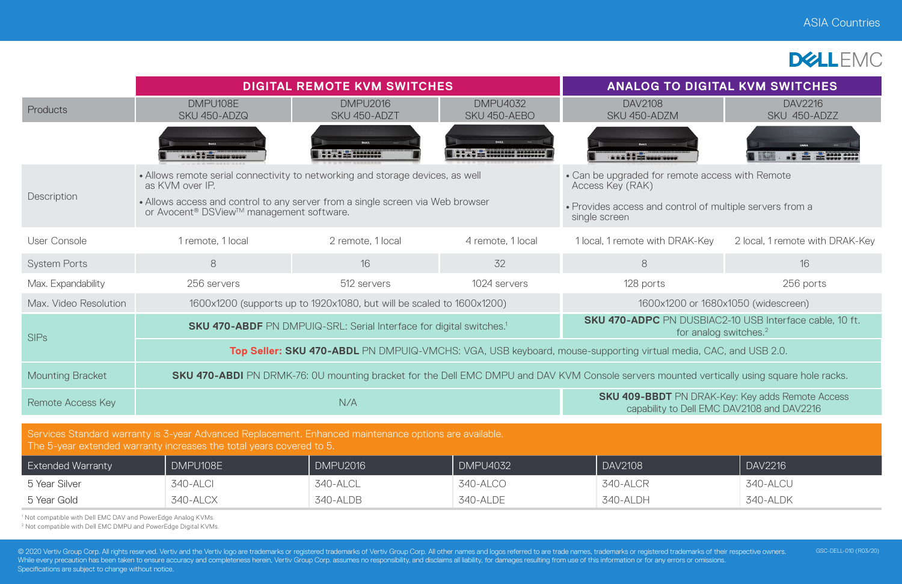ASIA Countries

DELL EMC

| | DIGITAL REMOTE KVM SWITCHES | | | ANALOG TO DIGITAL KVM SWITCHES | |
|---|---|---|---|---|---|
| Products | DMPU108E SKU 450-ADZQ | DMPU2016 SKU 450-ADZT | DMPU4032 SKU 450-AEBO | DAV2108 SKU 450-ADZM | DAV2216 SKU 450-ADZZ |
| Description | • Allows remote serial connectivity to networking and storage devices, as well as KVM over IP. • Allows access and control to any server from a single screen via Web browser or Avocent® DSView™ management software. | | | • Can be upgraded for remote access with Remote Access Key (RAK) • Provides access and control of multiple servers from a single screen | |
| User Console | 1 remote, 1 local | 2 remote, 1 local | 4 remote, 1 local | 1 local, 1 remote with DRAK-Key | 2 local, 1 remote with DRAK-Key |
| System Ports | 8 | 16 | 32 | 8 | 16 |
| Max. Expandability | 256 servers | 512 servers | 1024 servers | 128 ports | 256 ports |
| Max. Video Resolution | 1600x1200 (supports up to 1920x1080, but will be scaled to 1600x1200) | | | 1600x1200 or 1680x1050 (widescreen) | |
| SIPs | **SKU 470-ABDF** PN DMPUIQ-SRL: Serial Interface for digital switches.[1] | | | **SKU 470-ADPC** PN DUSBIAC2-10 USB Interface cable, 10 ft. for analog switches.[2] | |
| | **Top Seller: SKU 470-ABDL** PN DMPUIQ-VMCHS: VGA, USB keyboard, mouse-supporting virtual media, CAC, and USB 2.0. | | | | |
| Mounting Bracket | **SKU 470-ABDI** PN DRMK-76: 0U mounting bracket for the Dell EMC DMPU and DAV KVM Console servers mounted vertically using square hole racks. | | | | |
| Remote Access Key | N/A | | | **SKU 409-BBDT** PN DRAK-Key: Key adds Remote Access capability to Dell EMC DAV2108 and DAV2216 | |

Services Standard warranty is 3-year Advanced Replacement. Enhanced maintenance options are available.
The 5-year extended warranty increases the total years covered to 5.

| Extended Warranty | DMPU108E | DMPU2016 | DMPU4032 | DAV2108 | DAV2216 |
|---|---|---|---|---|---|
| 5 Year Silver | 340-ALCI | 340-ALCL | 340-ALCO | 340-ALCR | 340-ALCU |
| 5 Year Gold | 340-ALCX | 340-ALDB | 340-ALDE | 340-ALDH | 340-ALDK |

[1] Not compatible with Dell EMC DAV and PowerEdge Analog KVMs.
[2] Not compatible with Dell EMC DMPU and PowerEdge Digital KVMs.

© 2020 Vertiv Group Corp. All rights reserved. Vertiv and the Vertiv logo are trademarks or registered trademarks of Vertiv Group Corp. All other names and logos referred to are trade names, trademarks or registered trademarks of their respective owners. While every precaution has been taken to ensure accuracy and completeness herein, Vertiv Group Corp. assumes no responsibility, and disclaims all liability, for damages resulting from use of this information or for any errors or omissions. Specifications are subject to change without notice.

GSC-DELL-010 (R03/20)